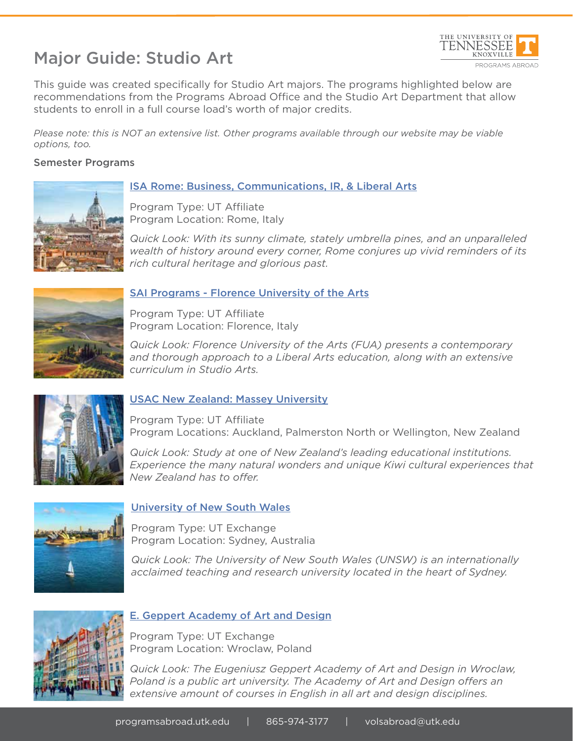# Major Guide: Studio Art

This guide was created specifically for Studio Art majors. The programs highlighted below are recommendations from the Programs Abroad Office and the Studio Art Department that allow students to enroll in a full course load's worth of major credits.

*Please note: this is NOT an extensive list. Other programs available through our website may be viable options, too.*

## Semester Programs

### ISA Rome: Business, Communications, IR, & Liberal Arts

Program Type: UT Affiliate
Program Location: Rome, Italy

*Quick Look: With its sunny climate, stately umbrella pines, and an unparalleled wealth of history around every corner, Rome conjures up vivid reminders of its rich cultural heritage and glorious past.*

### SAI Programs - Florence University of the Arts

Program Type: UT Affiliate
Program Location: Florence, Italy

*Quick Look: Florence University of the Arts (FUA) presents a contemporary and thorough approach to a Liberal Arts education, along with an extensive curriculum in Studio Arts.*

### USAC New Zealand: Massey University

Program Type: UT Affiliate
Program Locations: Auckland, Palmerston North or Wellington, New Zealand

*Quick Look: Study at one of New Zealand's leading educational institutions. Experience the many natural wonders and unique Kiwi cultural experiences that New Zealand has to offer.*

### University of New South Wales

Program Type: UT Exchange
Program Location: Sydney, Australia

*Quick Look: The University of New South Wales (UNSW) is an internationally acclaimed teaching and research university located in the heart of Sydney.*

### E. Geppert Academy of Art and Design

Program Type: UT Exchange
Program Location: Wroclaw, Poland

*Quick Look: The Eugeniusz Geppert Academy of Art and Design in Wroclaw, Poland is a public art university. The Academy of Art and Design offers an extensive amount of courses in English in all art and design disciplines.*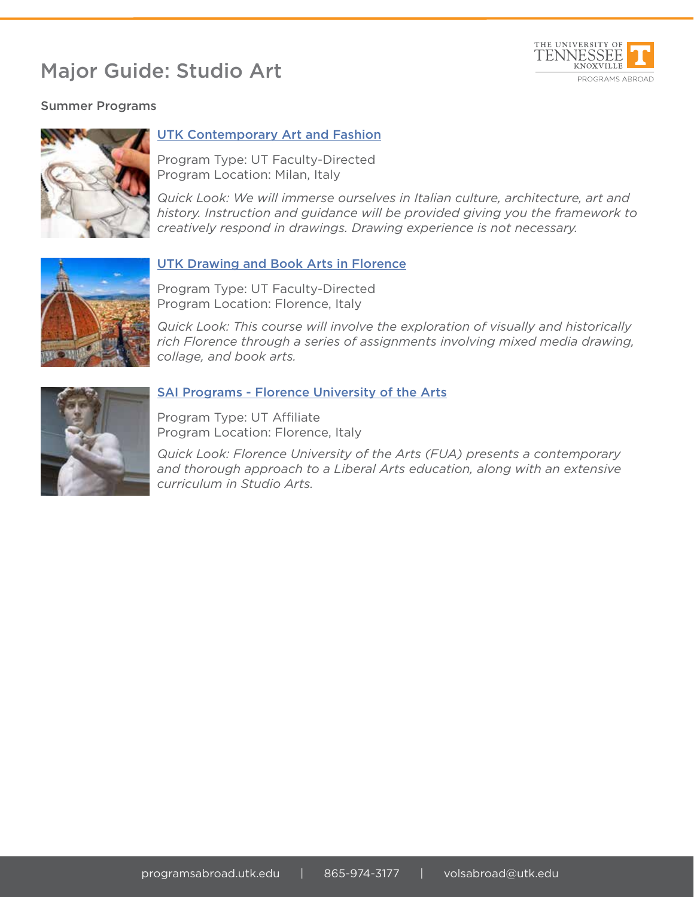# Major Guide: Studio Art

## Summer Programs

### UTK Contemporary Art and Fashion

Program Type: UT Faculty-Directed
Program Location: Milan, Italy

*Quick Look: We will immerse ourselves in Italian culture, architecture, art and history. Instruction and guidance will be provided giving you the framework to creatively respond in drawings. Drawing experience is not necessary.*

### UTK Drawing and Book Arts in Florence

Program Type: UT Faculty-Directed
Program Location: Florence, Italy

*Quick Look: This course will involve the exploration of visually and historically rich Florence through a series of assignments involving mixed media drawing, collage, and book arts.*

### SAI Programs - Florence University of the Arts

Program Type: UT Affiliate
Program Location: Florence, Italy

*Quick Look: Florence University of the Arts (FUA) presents a contemporary and thorough approach to a Liberal Arts education, along with an extensive curriculum in Studio Arts.*

programsabroad.utk.edu | 865-974-3177 | volsabroad@utk.edu